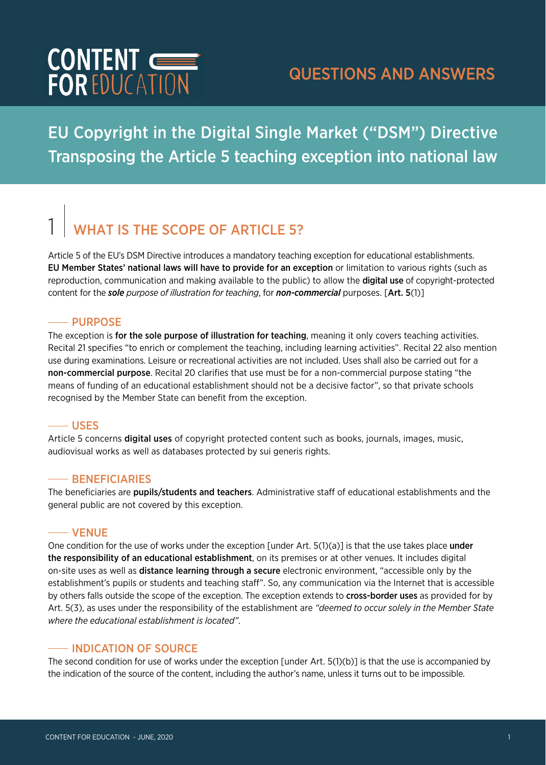CONTENT FOR EDUCATION

QUESTIONS AND ANSWERS

# EU Copyright in the Digital Single Market ("DSM") Directive Transposing the Article 5 teaching exception into national law

## 1 WHAT IS THE SCOPE OF ARTICLE 5?

Article 5 of the EU's DSM Directive introduces a mandatory teaching exception for educational establishments. **EU Member States' national laws will have to provide for an exception** or limitation to various rights (such as reproduction, communication and making available to the public) to allow the **digital use** of copyright-protected content for the ***sole** purpose of illustration for teaching*, for ***non-commercial*** purposes. [**Art. 5**(1)]

### PURPOSE

The exception is **for the sole purpose of illustration for teaching**, meaning it only covers teaching activities. Recital 21 specifies "to enrich or complement the teaching, including learning activities". Recital 22 also mention use during examinations. Leisure or recreational activities are not included. Uses shall also be carried out for a **non-commercial purpose**. Recital 20 clarifies that use must be for a non-commercial purpose stating "the means of funding of an educational establishment should not be a decisive factor", so that private schools recognised by the Member State can benefit from the exception.

### USES

Article 5 concerns **digital uses** of copyright protected content such as books, journals, images, music, audiovisual works as well as databases protected by sui generis rights.

### BENEFICIARIES

The beneficiaries are **pupils/students and teachers**. Administrative staff of educational establishments and the general public are not covered by this exception.

### VENUE

One condition for the use of works under the exception [under Art. 5(1)(a)] is that the use takes place **under the responsibility of an educational establishment**, on its premises or at other venues. It includes digital on-site uses as well as **distance learning through a secure** electronic environment, "accessible only by the establishment's pupils or students and teaching staff". So, any communication via the Internet that is accessible by others falls outside the scope of the exception. The exception extends to **cross-border uses** as provided for by Art. 5(3), as uses under the responsibility of the establishment are *"deemed to occur solely in the Member State where the educational establishment is located"*.

### INDICATION OF SOURCE

The second condition for use of works under the exception [under Art. 5(1)(b)] is that the use is accompanied by the indication of the source of the content, including the author's name, unless it turns out to be impossible.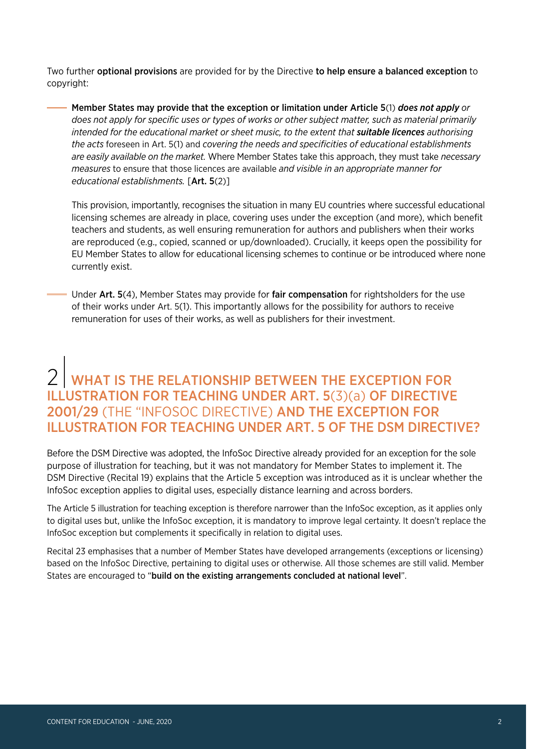Two further **optional provisions** are provided for by the Directive **to help ensure a balanced exception** to copyright:

- **Member States may provide that the exception or limitation under Article 5**(1) ***does not apply*** *or does not apply for specific uses or types of works or other subject matter, such as material primarily intended for the educational market or sheet music, to the extent that* ***suitable licences*** *authorising the acts* foreseen in Art. 5(1) and *covering the needs and specificities of educational establishments are easily available on the market.* Where Member States take this approach, they must take *necessary measures* to ensure that those licences are available *and visible in an appropriate manner for educational establishments.* [**Art. 5**(2)]

  This provision, importantly, recognises the situation in many EU countries where successful educational licensing schemes are already in place, covering uses under the exception (and more), which benefit teachers and students, as well ensuring remuneration for authors and publishers when their works are reproduced (e.g., copied, scanned or up/downloaded). Crucially, it keeps open the possibility for EU Member States to allow for educational licensing schemes to continue or be introduced where none currently exist.

- Under **Art. 5**(4), Member States may provide for **fair compensation** for rightsholders for the use of their works under Art. 5(1). This importantly allows for the possibility for authors to receive remuneration for uses of their works, as well as publishers for their investment.

## 2 | WHAT IS THE RELATIONSHIP BETWEEN THE EXCEPTION FOR ILLUSTRATION FOR TEACHING UNDER ART. 5(3)(a) OF DIRECTIVE 2001/29 (THE "INFOSOC DIRECTIVE) AND THE EXCEPTION FOR ILLUSTRATION FOR TEACHING UNDER ART. 5 OF THE DSM DIRECTIVE?

Before the DSM Directive was adopted, the InfoSoc Directive already provided for an exception for the sole purpose of illustration for teaching, but it was not mandatory for Member States to implement it. The DSM Directive (Recital 19) explains that the Article 5 exception was introduced as it is unclear whether the InfoSoc exception applies to digital uses, especially distance learning and across borders.

The Article 5 illustration for teaching exception is therefore narrower than the InfoSoc exception, as it applies only to digital uses but, unlike the InfoSoc exception, it is mandatory to improve legal certainty. It doesn't replace the InfoSoc exception but complements it specifically in relation to digital uses.

Recital 23 emphasises that a number of Member States have developed arrangements (exceptions or licensing) based on the InfoSoc Directive, pertaining to digital uses or otherwise. All those schemes are still valid. Member States are encouraged to "**build on the existing arrangements concluded at national level**".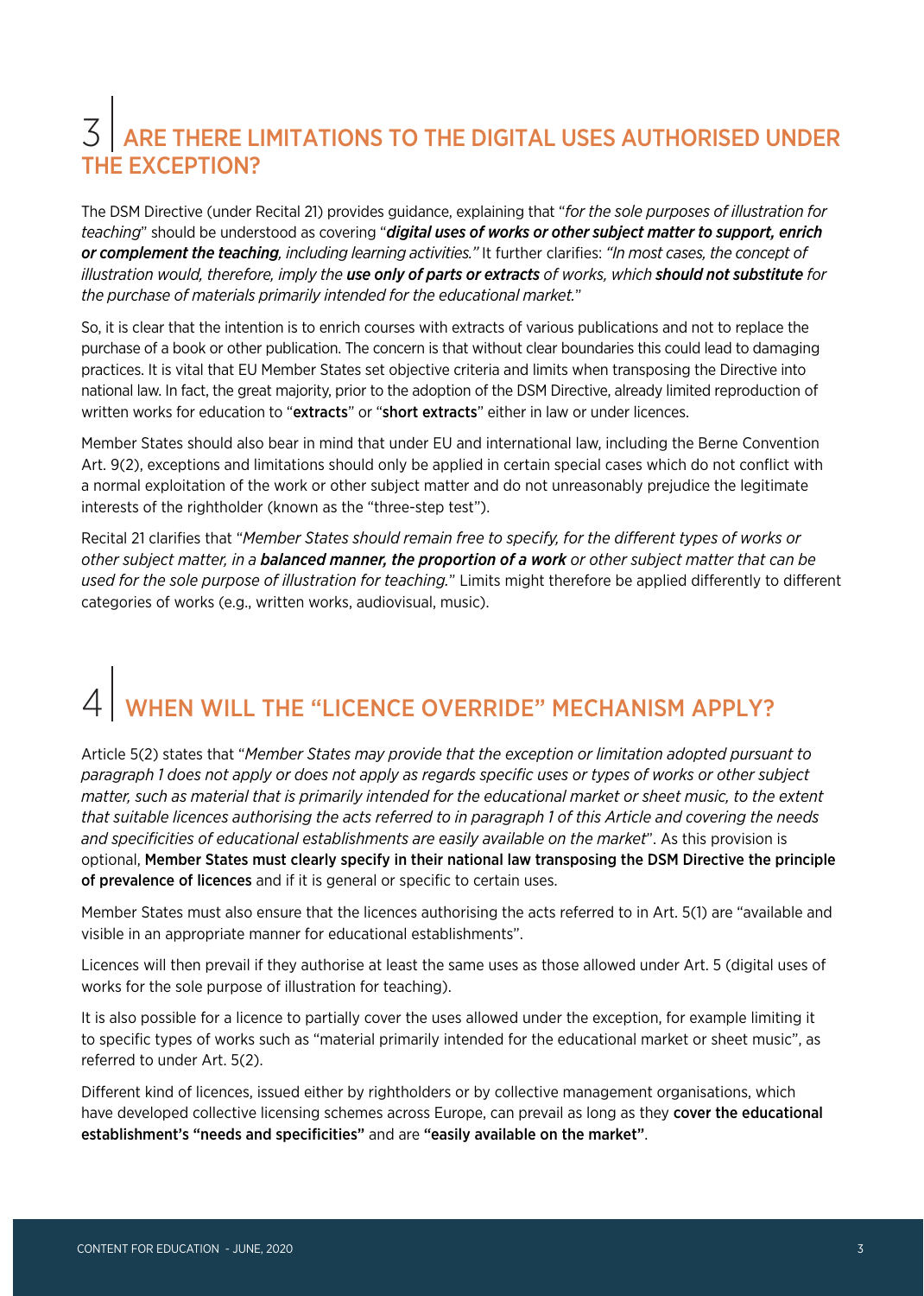## 3 | ARE THERE LIMITATIONS TO THE DIGITAL USES AUTHORISED UNDER THE EXCEPTION?

The DSM Directive (under Recital 21) provides guidance, explaining that "*for the sole purposes of illustration for teaching*" should be understood as covering "***digital uses of works or other subject matter to support, enrich or complement the teaching****, including learning activities.*" It further clarifies: *"In most cases, the concept of illustration would, therefore, imply the* ***use only of parts or extracts*** *of works, which* ***should not substitute*** *for the purchase of materials primarily intended for the educational market.*"

So, it is clear that the intention is to enrich courses with extracts of various publications and not to replace the purchase of a book or other publication. The concern is that without clear boundaries this could lead to damaging practices. It is vital that EU Member States set objective criteria and limits when transposing the Directive into national law. In fact, the great majority, prior to the adoption of the DSM Directive, already limited reproduction of written works for education to "**extracts**" or "**short extracts**" either in law or under licences.

Member States should also bear in mind that under EU and international law, including the Berne Convention Art. 9(2), exceptions and limitations should only be applied in certain special cases which do not conflict with a normal exploitation of the work or other subject matter and do not unreasonably prejudice the legitimate interests of the rightholder (known as the "three-step test").

Recital 21 clarifies that "*Member States should remain free to specify, for the different types of works or other subject matter, in a* ***balanced manner, the proportion of a work*** *or other subject matter that can be used for the sole purpose of illustration for teaching.*" Limits might therefore be applied differently to different categories of works (e.g., written works, audiovisual, music).

## 4 | WHEN WILL THE "LICENCE OVERRIDE" MECHANISM APPLY?

Article 5(2) states that "*Member States may provide that the exception or limitation adopted pursuant to paragraph 1 does not apply or does not apply as regards specific uses or types of works or other subject matter, such as material that is primarily intended for the educational market or sheet music, to the extent that suitable licences authorising the acts referred to in paragraph 1 of this Article and covering the needs and specificities of educational establishments are easily available on the market*". As this provision is optional, **Member States must clearly specify in their national law transposing the DSM Directive the principle of prevalence of licences** and if it is general or specific to certain uses.

Member States must also ensure that the licences authorising the acts referred to in Art. 5(1) are "available and visible in an appropriate manner for educational establishments".

Licences will then prevail if they authorise at least the same uses as those allowed under Art. 5 (digital uses of works for the sole purpose of illustration for teaching).

It is also possible for a licence to partially cover the uses allowed under the exception, for example limiting it to specific types of works such as "material primarily intended for the educational market or sheet music", as referred to under Art. 5(2).

Different kind of licences, issued either by rightholders or by collective management organisations, which have developed collective licensing schemes across Europe, can prevail as long as they **cover the educational establishment's "needs and specificities"** and are **"easily available on the market"**.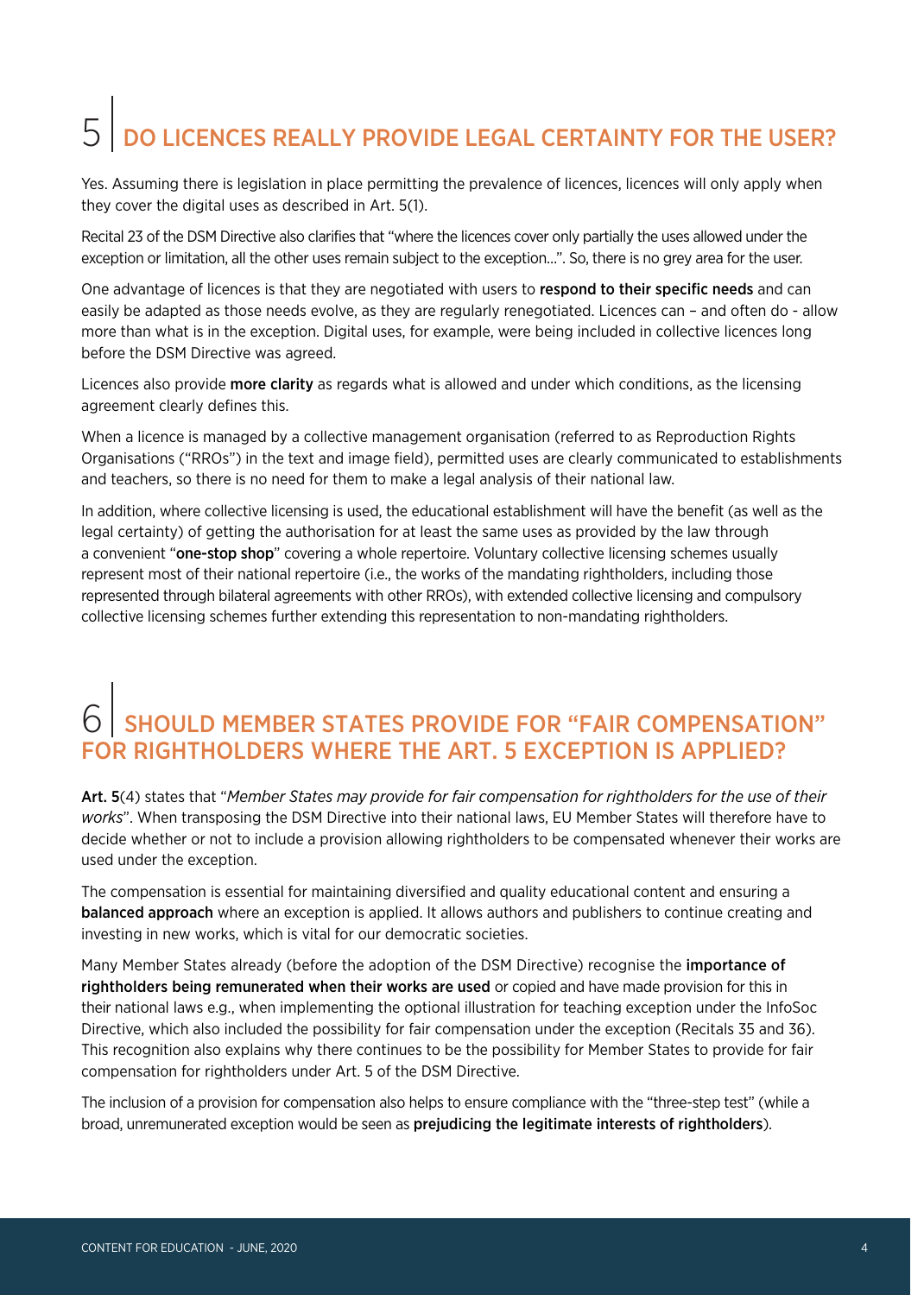## 5 | DO LICENCES REALLY PROVIDE LEGAL CERTAINTY FOR THE USER?

Yes. Assuming there is legislation in place permitting the prevalence of licences, licences will only apply when they cover the digital uses as described in Art. 5(1).

Recital 23 of the DSM Directive also clarifies that "where the licences cover only partially the uses allowed under the exception or limitation, all the other uses remain subject to the exception…". So, there is no grey area for the user.

One advantage of licences is that they are negotiated with users to **respond to their specific needs** and can easily be adapted as those needs evolve, as they are regularly renegotiated. Licences can – and often do - allow more than what is in the exception. Digital uses, for example, were being included in collective licences long before the DSM Directive was agreed.

Licences also provide **more clarity** as regards what is allowed and under which conditions, as the licensing agreement clearly defines this.

When a licence is managed by a collective management organisation (referred to as Reproduction Rights Organisations ("RROs") in the text and image field), permitted uses are clearly communicated to establishments and teachers, so there is no need for them to make a legal analysis of their national law.

In addition, where collective licensing is used, the educational establishment will have the benefit (as well as the legal certainty) of getting the authorisation for at least the same uses as provided by the law through a convenient "**one-stop shop**" covering a whole repertoire. Voluntary collective licensing schemes usually represent most of their national repertoire (i.e., the works of the mandating rightholders, including those represented through bilateral agreements with other RROs), with extended collective licensing and compulsory collective licensing schemes further extending this representation to non-mandating rightholders.

## 6 | SHOULD MEMBER STATES PROVIDE FOR "FAIR COMPENSATION" FOR RIGHTHOLDERS WHERE THE ART. 5 EXCEPTION IS APPLIED?

**Art. 5**(4) states that "*Member States may provide for fair compensation for rightholders for the use of their works*". When transposing the DSM Directive into their national laws, EU Member States will therefore have to decide whether or not to include a provision allowing rightholders to be compensated whenever their works are used under the exception.

The compensation is essential for maintaining diversified and quality educational content and ensuring a **balanced approach** where an exception is applied. It allows authors and publishers to continue creating and investing in new works, which is vital for our democratic societies.

Many Member States already (before the adoption of the DSM Directive) recognise the **importance of rightholders being remunerated when their works are used** or copied and have made provision for this in their national laws e.g., when implementing the optional illustration for teaching exception under the InfoSoc Directive, which also included the possibility for fair compensation under the exception (Recitals 35 and 36). This recognition also explains why there continues to be the possibility for Member States to provide for fair compensation for rightholders under Art. 5 of the DSM Directive.

The inclusion of a provision for compensation also helps to ensure compliance with the "three-step test" (while a broad, unremunerated exception would be seen as **prejudicing the legitimate interests of rightholders**).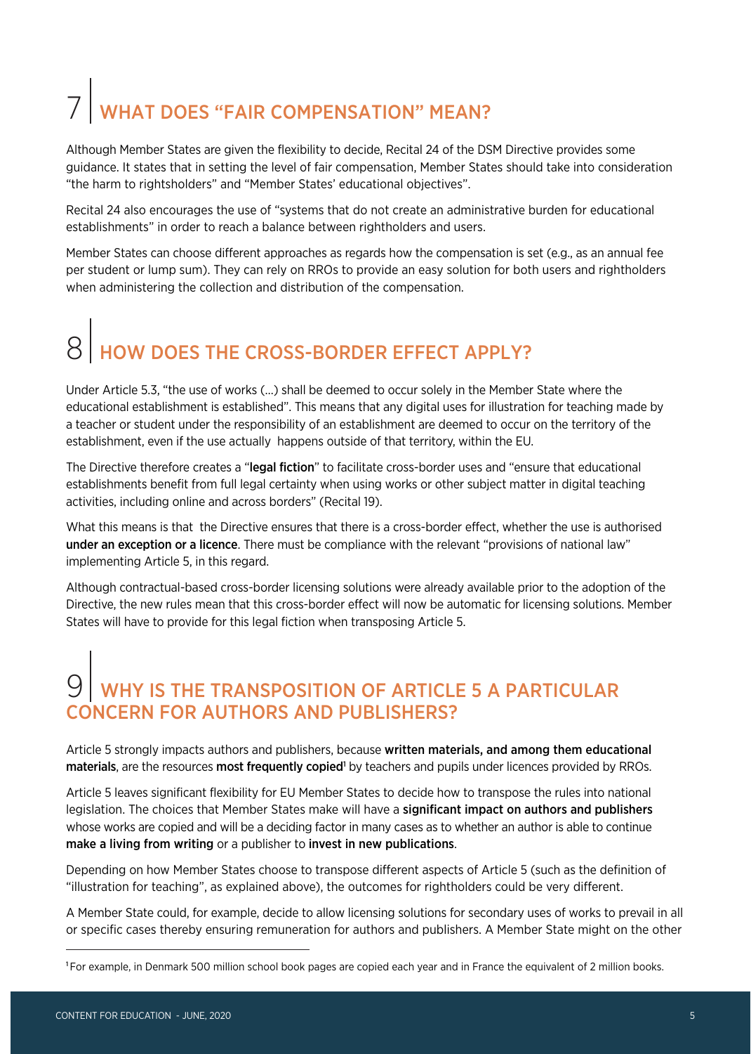## 7 | WHAT DOES "FAIR COMPENSATION" MEAN?

Although Member States are given the flexibility to decide, Recital 24 of the DSM Directive provides some guidance. It states that in setting the level of fair compensation, Member States should take into consideration "the harm to rightsholders" and "Member States' educational objectives".

Recital 24 also encourages the use of "systems that do not create an administrative burden for educational establishments" in order to reach a balance between rightholders and users.

Member States can choose different approaches as regards how the compensation is set (e.g., as an annual fee per student or lump sum). They can rely on RROs to provide an easy solution for both users and rightholders when administering the collection and distribution of the compensation.

## 8 | HOW DOES THE CROSS-BORDER EFFECT APPLY?

Under Article 5.3, "the use of works (…) shall be deemed to occur solely in the Member State where the educational establishment is established". This means that any digital uses for illustration for teaching made by a teacher or student under the responsibility of an establishment are deemed to occur on the territory of the establishment, even if the use actually happens outside of that territory, within the EU.

The Directive therefore creates a "**legal fiction**" to facilitate cross-border uses and "ensure that educational establishments benefit from full legal certainty when using works or other subject matter in digital teaching activities, including online and across borders" (Recital 19).

What this means is that the Directive ensures that there is a cross-border effect, whether the use is authorised **under an exception or a licence**. There must be compliance with the relevant "provisions of national law" implementing Article 5, in this regard.

Although contractual-based cross-border licensing solutions were already available prior to the adoption of the Directive, the new rules mean that this cross-border effect will now be automatic for licensing solutions. Member States will have to provide for this legal fiction when transposing Article 5.

## 9 | WHY IS THE TRANSPOSITION OF ARTICLE 5 A PARTICULAR CONCERN FOR AUTHORS AND PUBLISHERS?

Article 5 strongly impacts authors and publishers, because **written materials, and among them educational materials**, are the resources **most frequently copied**[1] by teachers and pupils under licences provided by RROs.

Article 5 leaves significant flexibility for EU Member States to decide how to transpose the rules into national legislation. The choices that Member States make will have a **significant impact on authors and publishers** whose works are copied and will be a deciding factor in many cases as to whether an author is able to continue **make a living from writing** or a publisher to **invest in new publications**.

Depending on how Member States choose to transpose different aspects of Article 5 (such as the definition of "illustration for teaching", as explained above), the outcomes for rightholders could be very different.

A Member State could, for example, decide to allow licensing solutions for secondary uses of works to prevail in all or specific cases thereby ensuring remuneration for authors and publishers. A Member State might on the other

---

[1] For example, in Denmark 500 million school book pages are copied each year and in France the equivalent of 2 million books.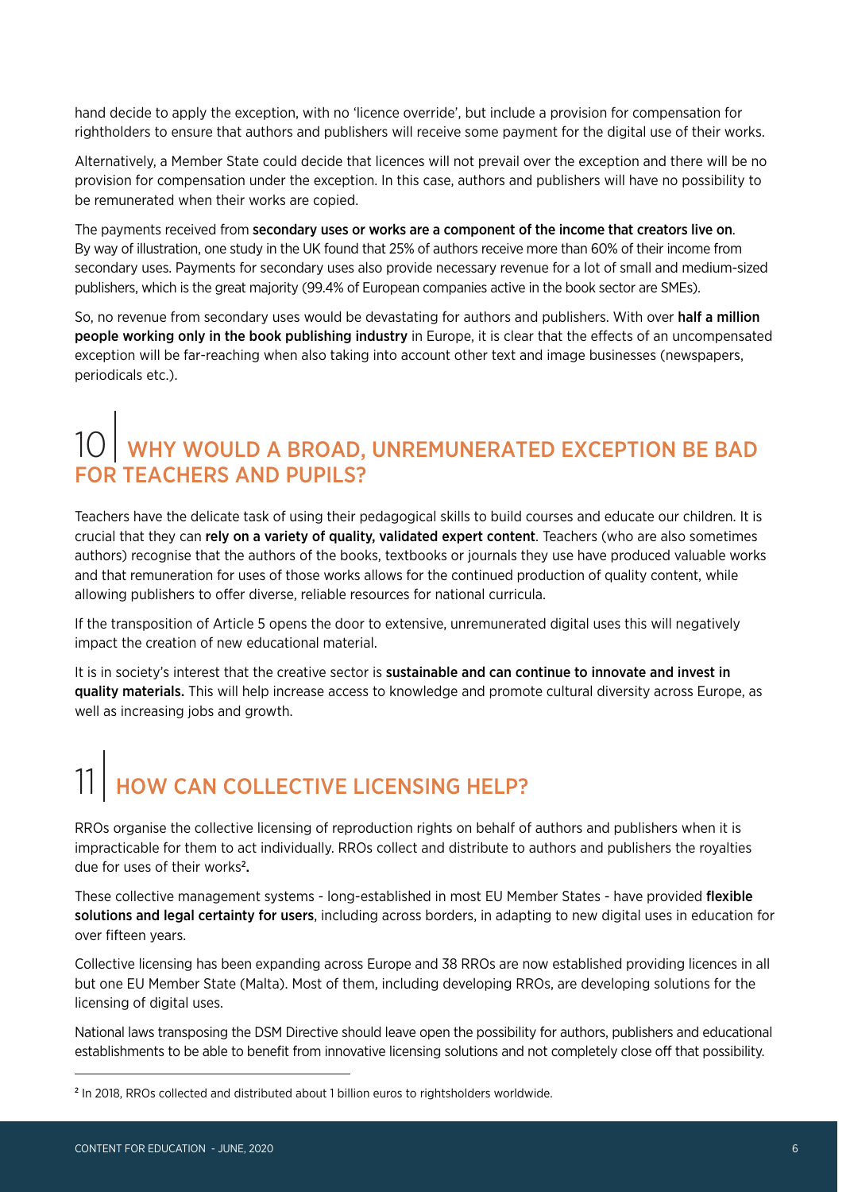hand decide to apply the exception, with no 'licence override', but include a provision for compensation for rightholders to ensure that authors and publishers will receive some payment for the digital use of their works.

Alternatively, a Member State could decide that licences will not prevail over the exception and there will be no provision for compensation under the exception. In this case, authors and publishers will have no possibility to be remunerated when their works are copied.

The payments received from **secondary uses or works are a component of the income that creators live on**. By way of illustration, one study in the UK found that 25% of authors receive more than 60% of their income from secondary uses. Payments for secondary uses also provide necessary revenue for a lot of small and medium-sized publishers, which is the great majority (99.4% of European companies active in the book sector are SMEs).

So, no revenue from secondary uses would be devastating for authors and publishers. With over **half a million people working only in the book publishing industry** in Europe, it is clear that the effects of an uncompensated exception will be far-reaching when also taking into account other text and image businesses (newspapers, periodicals etc.).

## 10 | WHY WOULD A BROAD, UNREMUNERATED EXCEPTION BE BAD FOR TEACHERS AND PUPILS?

Teachers have the delicate task of using their pedagogical skills to build courses and educate our children. It is crucial that they can **rely on a variety of quality, validated expert content**. Teachers (who are also sometimes authors) recognise that the authors of the books, textbooks or journals they use have produced valuable works and that remuneration for uses of those works allows for the continued production of quality content, while allowing publishers to offer diverse, reliable resources for national curricula.

If the transposition of Article 5 opens the door to extensive, unremunerated digital uses this will negatively impact the creation of new educational material.

It is in society's interest that the creative sector is **sustainable and can continue to innovate and invest in quality materials.** This will help increase access to knowledge and promote cultural diversity across Europe, as well as increasing jobs and growth.

## 11 | HOW CAN COLLECTIVE LICENSING HELP?

RROs organise the collective licensing of reproduction rights on behalf of authors and publishers when it is impracticable for them to act individually. RROs collect and distribute to authors and publishers the royalties due for uses of their works[2].

These collective management systems - long-established in most EU Member States - have provided **flexible solutions and legal certainty for users**, including across borders, in adapting to new digital uses in education for over fifteen years.

Collective licensing has been expanding across Europe and 38 RROs are now established providing licences in all but one EU Member State (Malta). Most of them, including developing RROs, are developing solutions for the licensing of digital uses.

National laws transposing the DSM Directive should leave open the possibility for authors, publishers and educational establishments to be able to benefit from innovative licensing solutions and not completely close off that possibility.

---

[2] In 2018, RROs collected and distributed about 1 billion euros to rightsholders worldwide.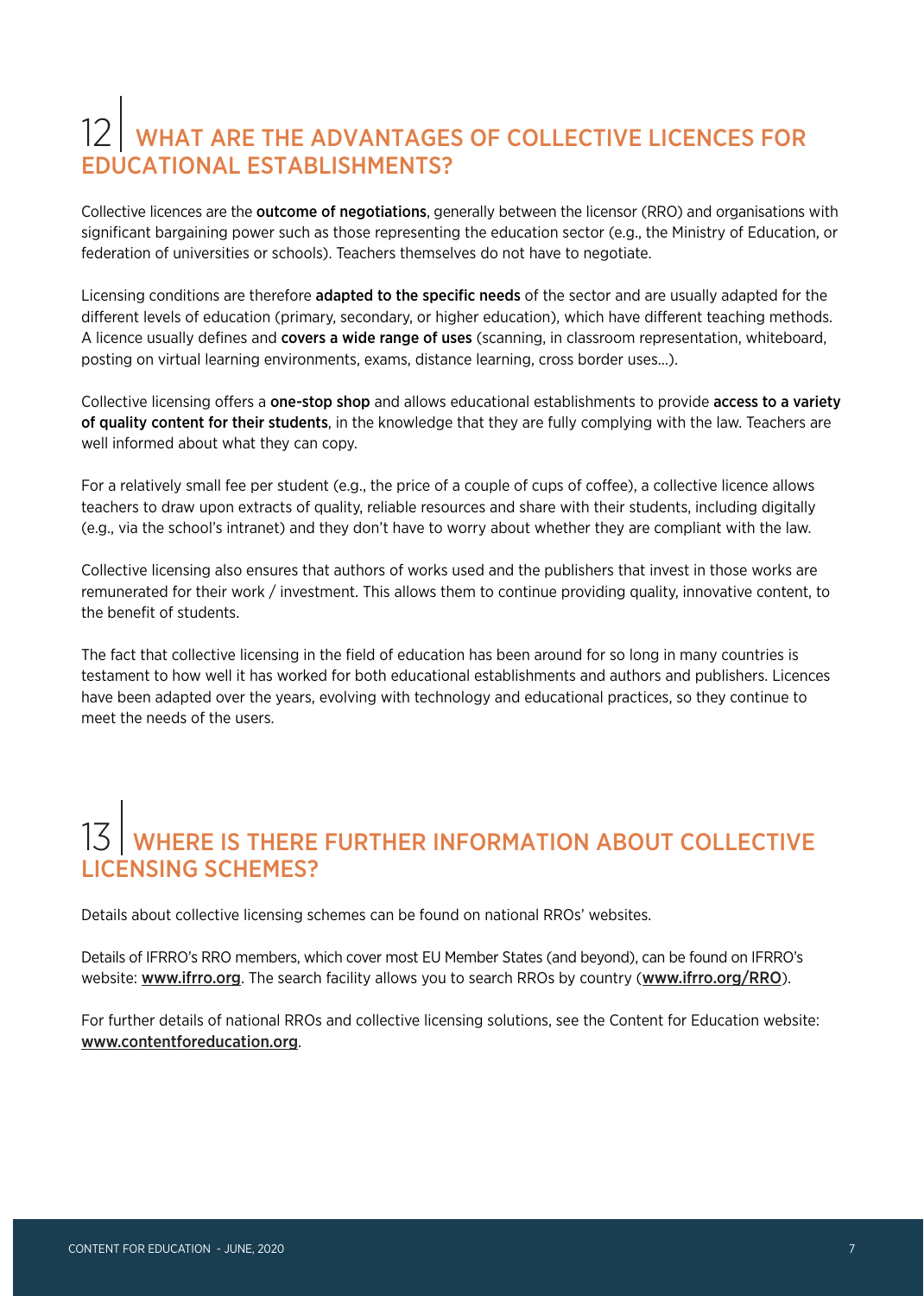## 12 | WHAT ARE THE ADVANTAGES OF COLLECTIVE LICENCES FOR EDUCATIONAL ESTABLISHMENTS?

Collective licences are the **outcome of negotiations**, generally between the licensor (RRO) and organisations with significant bargaining power such as those representing the education sector (e.g., the Ministry of Education, or federation of universities or schools). Teachers themselves do not have to negotiate.

Licensing conditions are therefore **adapted to the specific needs** of the sector and are usually adapted for the different levels of education (primary, secondary, or higher education), which have different teaching methods. A licence usually defines and **covers a wide range of uses** (scanning, in classroom representation, whiteboard, posting on virtual learning environments, exams, distance learning, cross border uses…).

Collective licensing offers a **one-stop shop** and allows educational establishments to provide **access to a variety of quality content for their students**, in the knowledge that they are fully complying with the law. Teachers are well informed about what they can copy.

For a relatively small fee per student (e.g., the price of a couple of cups of coffee), a collective licence allows teachers to draw upon extracts of quality, reliable resources and share with their students, including digitally (e.g., via the school's intranet) and they don't have to worry about whether they are compliant with the law.

Collective licensing also ensures that authors of works used and the publishers that invest in those works are remunerated for their work / investment. This allows them to continue providing quality, innovative content, to the benefit of students.

The fact that collective licensing in the field of education has been around for so long in many countries is testament to how well it has worked for both educational establishments and authors and publishers. Licences have been adapted over the years, evolving with technology and educational practices, so they continue to meet the needs of the users.

## 13 | WHERE IS THERE FURTHER INFORMATION ABOUT COLLECTIVE LICENSING SCHEMES?

Details about collective licensing schemes can be found on national RROs' websites.

Details of IFRRO's RRO members, which cover most EU Member States (and beyond), can be found on IFRRO's website: www.ifrro.org. The search facility allows you to search RROs by country (www.ifrro.org/RRO).

For further details of national RROs and collective licensing solutions, see the Content for Education website: www.contentforeducation.org.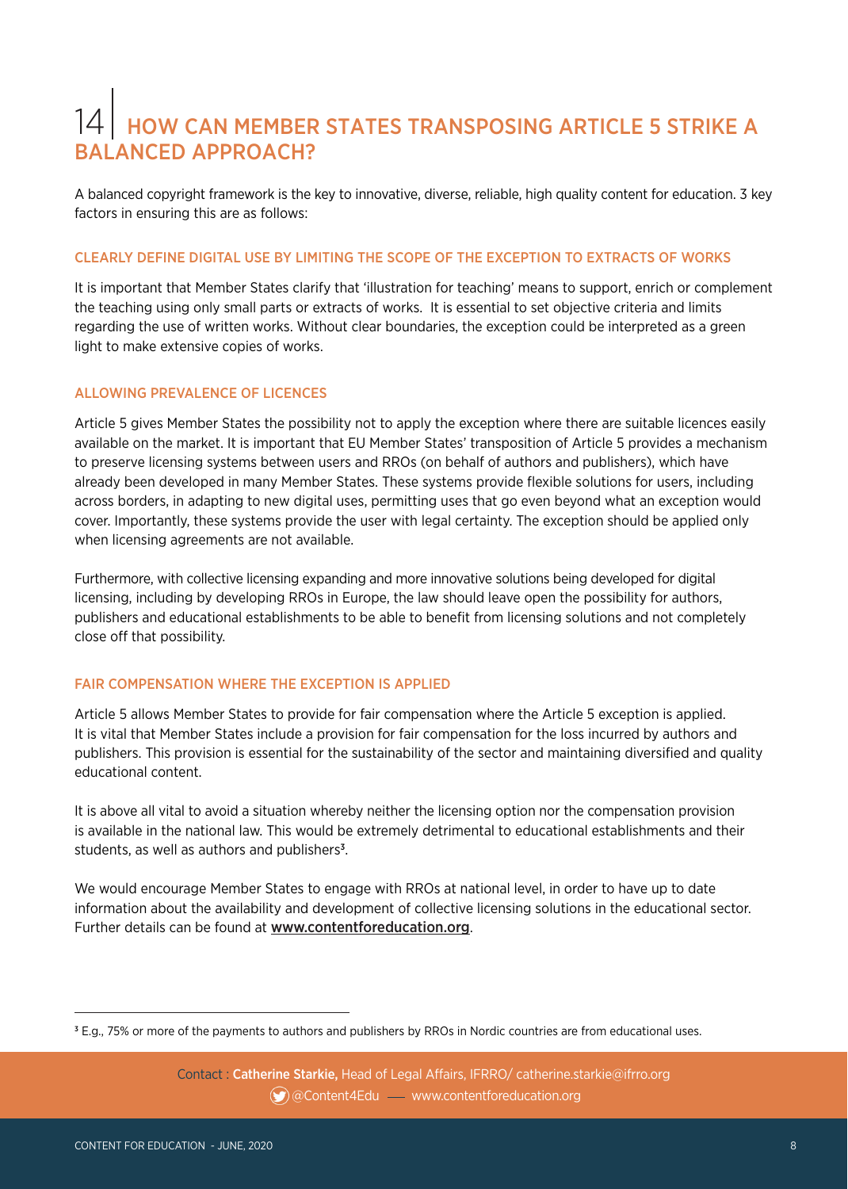# 14 HOW CAN MEMBER STATES TRANSPOSING ARTICLE 5 STRIKE A BALANCED APPROACH?

A balanced copyright framework is the key to innovative, diverse, reliable, high quality content for education. 3 key factors in ensuring this are as follows:

### CLEARLY DEFINE DIGITAL USE BY LIMITING THE SCOPE OF THE EXCEPTION TO EXTRACTS OF WORKS

It is important that Member States clarify that 'illustration for teaching' means to support, enrich or complement the teaching using only small parts or extracts of works. It is essential to set objective criteria and limits regarding the use of written works. Without clear boundaries, the exception could be interpreted as a green light to make extensive copies of works.

### ALLOWING PREVALENCE OF LICENCES

Article 5 gives Member States the possibility not to apply the exception where there are suitable licences easily available on the market. It is important that EU Member States' transposition of Article 5 provides a mechanism to preserve licensing systems between users and RROs (on behalf of authors and publishers), which have already been developed in many Member States. These systems provide flexible solutions for users, including across borders, in adapting to new digital uses, permitting uses that go even beyond what an exception would cover. Importantly, these systems provide the user with legal certainty. The exception should be applied only when licensing agreements are not available.

Furthermore, with collective licensing expanding and more innovative solutions being developed for digital licensing, including by developing RROs in Europe, the law should leave open the possibility for authors, publishers and educational establishments to be able to benefit from licensing solutions and not completely close off that possibility.

### FAIR COMPENSATION WHERE THE EXCEPTION IS APPLIED

Article 5 allows Member States to provide for fair compensation where the Article 5 exception is applied. It is vital that Member States include a provision for fair compensation for the loss incurred by authors and publishers. This provision is essential for the sustainability of the sector and maintaining diversified and quality educational content.

It is above all vital to avoid a situation whereby neither the licensing option nor the compensation provision is available in the national law. This would be extremely detrimental to educational establishments and their students, as well as authors and publishers[3].

We would encourage Member States to engage with RROs at national level, in order to have up to date information about the availability and development of collective licensing solutions in the educational sector. Further details can be found at **www.contentforeducation.org**.

---

[3] E.g., 75% or more of the payments to authors and publishers by RROs in Nordic countries are from educational uses.

Contact : **Catherine Starkie,** Head of Legal Affairs, IFRRO/ catherine.starkie@ifrro.org
@Content4Edu — www.contentforeducation.org